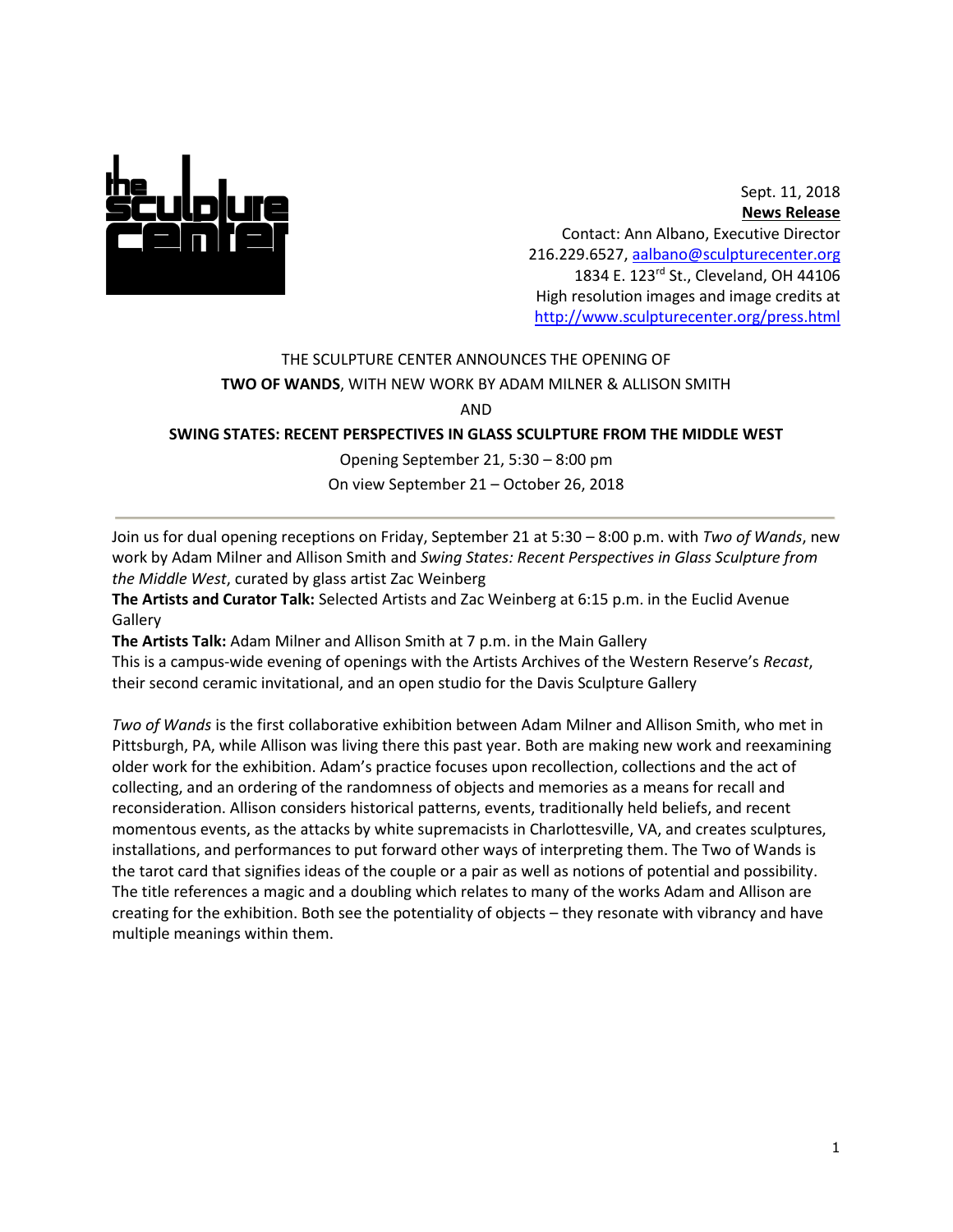Sept. 11, 2018

**News Release**

Contact: Ann Albano, Executive Director

216.229.6527, aalbano@sculpturecenter.org

1834 E. 123rd St., Cleveland, OH 44106

High resolution images and image credits at

http://www.sculpturecenter.org/press.html

THE SCULPTURE CENTER ANNOUNCES THE OPENING OF

**TWO OF WANDS**, WITH NEW WORK BY ADAM MILNER & ALLISON SMITH

AND

**SWING STATES: RECENT PERSPECTIVES IN GLASS SCULPTURE FROM THE MIDDLE WEST**

Opening September 21, 5:30 – 8:00 pm

On view September 21 – October 26, 2018

---

Join us for dual opening receptions on Friday, September 21 at 5:30 – 8:00 p.m. with *Two of Wands*, new work by Adam Milner and Allison Smith and *Swing States: Recent Perspectives in Glass Sculpture from the Middle West*, curated by glass artist Zac Weinberg

**The Artists and Curator Talk:** Selected Artists and Zac Weinberg at 6:15 p.m. in the Euclid Avenue Gallery

**The Artists Talk:** Adam Milner and Allison Smith at 7 p.m. in the Main Gallery

This is a campus-wide evening of openings with the Artists Archives of the Western Reserve's *Recast*, their second ceramic invitational, and an open studio for the Davis Sculpture Gallery

*Two of Wands* is the first collaborative exhibition between Adam Milner and Allison Smith, who met in Pittsburgh, PA, while Allison was living there this past year. Both are making new work and reexamining older work for the exhibition. Adam's practice focuses upon recollection, collections and the act of collecting, and an ordering of the randomness of objects and memories as a means for recall and reconsideration. Allison considers historical patterns, events, traditionally held beliefs, and recent momentous events, as the attacks by white supremacists in Charlottesville, VA, and creates sculptures, installations, and performances to put forward other ways of interpreting them. The Two of Wands is the tarot card that signifies ideas of the couple or a pair as well as notions of potential and possibility. The title references a magic and a doubling which relates to many of the works Adam and Allison are creating for the exhibition. Both see the potentiality of objects – they resonate with vibrancy and have multiple meanings within them.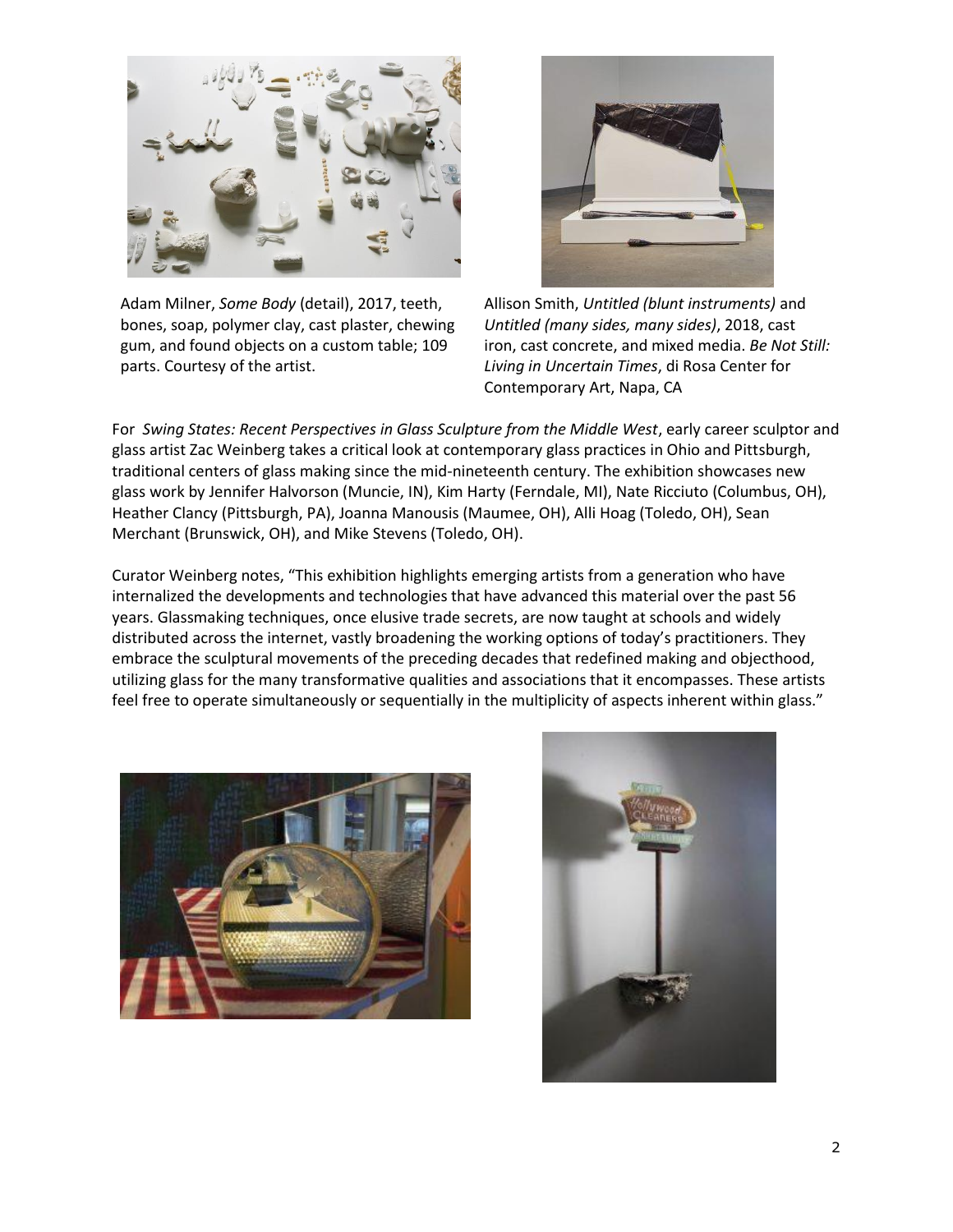Adam Milner, *Some Body* (detail), 2017, teeth, bones, soap, polymer clay, cast plaster, chewing gum, and found objects on a custom table; 109 parts. Courtesy of the artist.

Allison Smith, *Untitled (blunt instruments)* and *Untitled (many sides, many sides)*, 2018, cast iron, cast concrete, and mixed media. *Be Not Still: Living in Uncertain Times*, di Rosa Center for Contemporary Art, Napa, CA

For *Swing States: Recent Perspectives in Glass Sculpture from the Middle West*, early career sculptor and glass artist Zac Weinberg takes a critical look at contemporary glass practices in Ohio and Pittsburgh, traditional centers of glass making since the mid-nineteenth century. The exhibition showcases new glass work by Jennifer Halvorson (Muncie, IN), Kim Harty (Ferndale, MI), Nate Ricciuto (Columbus, OH), Heather Clancy (Pittsburgh, PA), Joanna Manousis (Maumee, OH), Alli Hoag (Toledo, OH), Sean Merchant (Brunswick, OH), and Mike Stevens (Toledo, OH).

Curator Weinberg notes, "This exhibition highlights emerging artists from a generation who have internalized the developments and technologies that have advanced this material over the past 56 years. Glassmaking techniques, once elusive trade secrets, are now taught at schools and widely distributed across the internet, vastly broadening the working options of today's practitioners. They embrace the sculptural movements of the preceding decades that redefined making and objecthood, utilizing glass for the many transformative qualities and associations that it encompasses. These artists feel free to operate simultaneously or sequentially in the multiplicity of aspects inherent within glass."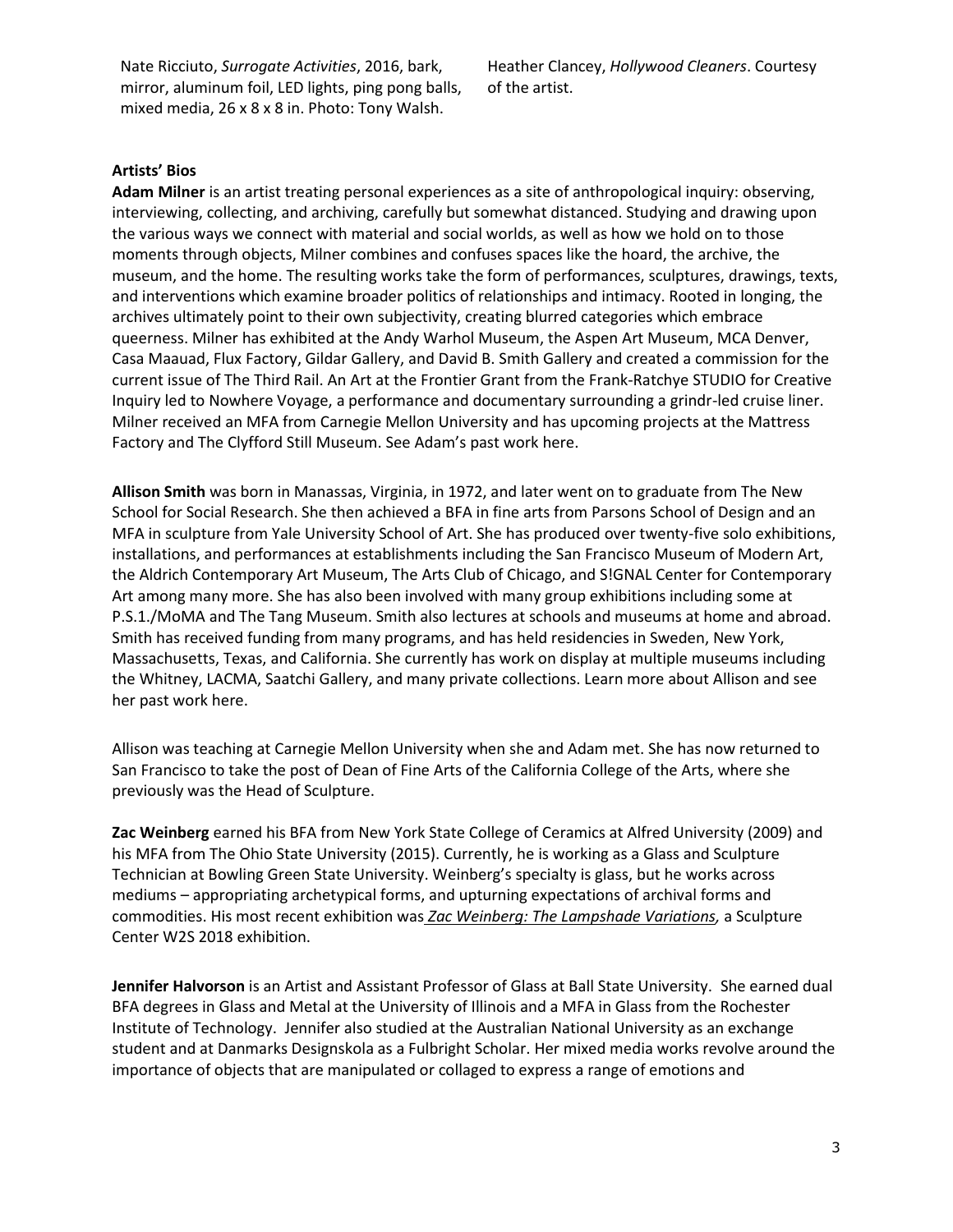Nate Ricciuto, *Surrogate Activities*, 2016, bark, mirror, aluminum foil, LED lights, ping pong balls, mixed media, 26 x 8 x 8 in. Photo: Tony Walsh.

Heather Clancey, *Hollywood Cleaners*. Courtesy of the artist.

**Artists' Bios**

**Adam Milner** is an artist treating personal experiences as a site of anthropological inquiry: observing, interviewing, collecting, and archiving, carefully but somewhat distanced. Studying and drawing upon the various ways we connect with material and social worlds, as well as how we hold on to those moments through objects, Milner combines and confuses spaces like the hoard, the archive, the museum, and the home. The resulting works take the form of performances, sculptures, drawings, texts, and interventions which examine broader politics of relationships and intimacy. Rooted in longing, the archives ultimately point to their own subjectivity, creating blurred categories which embrace queerness. Milner has exhibited at the Andy Warhol Museum, the Aspen Art Museum, MCA Denver, Casa Maauad, Flux Factory, Gildar Gallery, and David B. Smith Gallery and created a commission for the current issue of The Third Rail. An Art at the Frontier Grant from the Frank-Ratchye STUDIO for Creative Inquiry led to Nowhere Voyage, a performance and documentary surrounding a grindr-led cruise liner. Milner received an MFA from Carnegie Mellon University and has upcoming projects at the Mattress Factory and The Clyfford Still Museum. See Adam's past work here.

**Allison Smith** was born in Manassas, Virginia, in 1972, and later went on to graduate from The New School for Social Research. She then achieved a BFA in fine arts from Parsons School of Design and an MFA in sculpture from Yale University School of Art. She has produced over twenty-five solo exhibitions, installations, and performances at establishments including the San Francisco Museum of Modern Art, the Aldrich Contemporary Art Museum, The Arts Club of Chicago, and S!GNAL Center for Contemporary Art among many more. She has also been involved with many group exhibitions including some at P.S.1./MoMA and The Tang Museum. Smith also lectures at schools and museums at home and abroad. Smith has received funding from many programs, and has held residencies in Sweden, New York, Massachusetts, Texas, and California. She currently has work on display at multiple museums including the Whitney, LACMA, Saatchi Gallery, and many private collections. Learn more about Allison and see her past work here.

Allison was teaching at Carnegie Mellon University when she and Adam met. She has now returned to San Francisco to take the post of Dean of Fine Arts of the California College of the Arts, where she previously was the Head of Sculpture.

**Zac Weinberg** earned his BFA from New York State College of Ceramics at Alfred University (2009) and his MFA from The Ohio State University (2015). Currently, he is working as a Glass and Sculpture Technician at Bowling Green State University. Weinberg's specialty is glass, but he works across mediums – appropriating archetypical forms, and upturning expectations of archival forms and commodities. His most recent exhibition was ***Zac Weinberg: The Lampshade Variations**,* a Sculpture Center W2S 2018 exhibition.

**Jennifer Halvorson** is an Artist and Assistant Professor of Glass at Ball State University. She earned dual BFA degrees in Glass and Metal at the University of Illinois and a MFA in Glass from the Rochester Institute of Technology. Jennifer also studied at the Australian National University as an exchange student and at Danmarks Designskola as a Fulbright Scholar. Her mixed media works revolve around the importance of objects that are manipulated or collaged to express a range of emotions and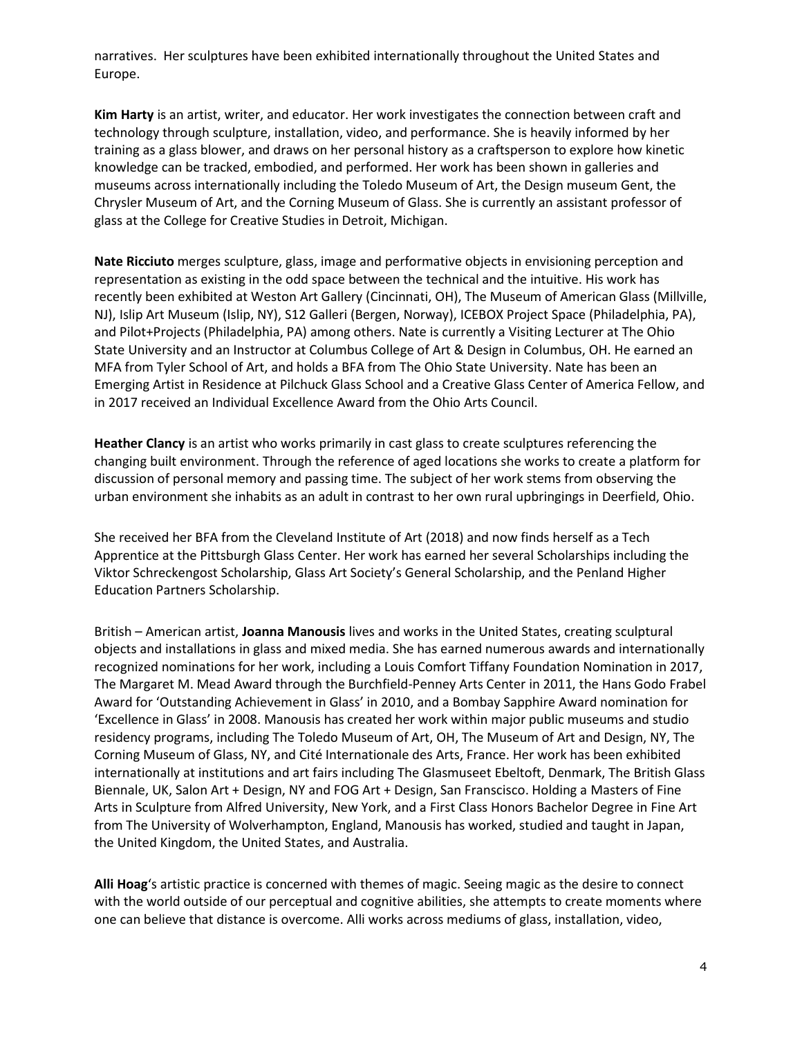narratives. Her sculptures have been exhibited internationally throughout the United States and Europe.

**Kim Harty** is an artist, writer, and educator. Her work investigates the connection between craft and technology through sculpture, installation, video, and performance. She is heavily informed by her training as a glass blower, and draws on her personal history as a craftsperson to explore how kinetic knowledge can be tracked, embodied, and performed. Her work has been shown in galleries and museums across internationally including the Toledo Museum of Art, the Design museum Gent, the Chrysler Museum of Art, and the Corning Museum of Glass. She is currently an assistant professor of glass at the College for Creative Studies in Detroit, Michigan.

**Nate Ricciuto** merges sculpture, glass, image and performative objects in envisioning perception and representation as existing in the odd space between the technical and the intuitive. His work has recently been exhibited at Weston Art Gallery (Cincinnati, OH), The Museum of American Glass (Millville, NJ), Islip Art Museum (Islip, NY), S12 Galleri (Bergen, Norway), ICEBOX Project Space (Philadelphia, PA), and Pilot+Projects (Philadelphia, PA) among others. Nate is currently a Visiting Lecturer at The Ohio State University and an Instructor at Columbus College of Art & Design in Columbus, OH. He earned an MFA from Tyler School of Art, and holds a BFA from The Ohio State University. Nate has been an Emerging Artist in Residence at Pilchuck Glass School and a Creative Glass Center of America Fellow, and in 2017 received an Individual Excellence Award from the Ohio Arts Council.

**Heather Clancy** is an artist who works primarily in cast glass to create sculptures referencing the changing built environment. Through the reference of aged locations she works to create a platform for discussion of personal memory and passing time. The subject of her work stems from observing the urban environment she inhabits as an adult in contrast to her own rural upbringings in Deerfield, Ohio.

She received her BFA from the Cleveland Institute of Art (2018) and now finds herself as a Tech Apprentice at the Pittsburgh Glass Center. Her work has earned her several Scholarships including the Viktor Schreckengost Scholarship, Glass Art Society's General Scholarship, and the Penland Higher Education Partners Scholarship.

British – American artist, **Joanna Manousis** lives and works in the United States, creating sculptural objects and installations in glass and mixed media. She has earned numerous awards and internationally recognized nominations for her work, including a Louis Comfort Tiffany Foundation Nomination in 2017, The Margaret M. Mead Award through the Burchfield-Penney Arts Center in 2011, the Hans Godo Frabel Award for 'Outstanding Achievement in Glass' in 2010, and a Bombay Sapphire Award nomination for 'Excellence in Glass' in 2008. Manousis has created her work within major public museums and studio residency programs, including The Toledo Museum of Art, OH, The Museum of Art and Design, NY, The Corning Museum of Glass, NY, and Cité Internationale des Arts, France. Her work has been exhibited internationally at institutions and art fairs including The Glasmuseet Ebeltoft, Denmark, The British Glass Biennale, UK, Salon Art + Design, NY and FOG Art + Design, San Franscisco. Holding a Masters of Fine Arts in Sculpture from Alfred University, New York, and a First Class Honors Bachelor Degree in Fine Art from The University of Wolverhampton, England, Manousis has worked, studied and taught in Japan, the United Kingdom, the United States, and Australia.

**Alli Hoag**'s artistic practice is concerned with themes of magic. Seeing magic as the desire to connect with the world outside of our perceptual and cognitive abilities, she attempts to create moments where one can believe that distance is overcome. Alli works across mediums of glass, installation, video,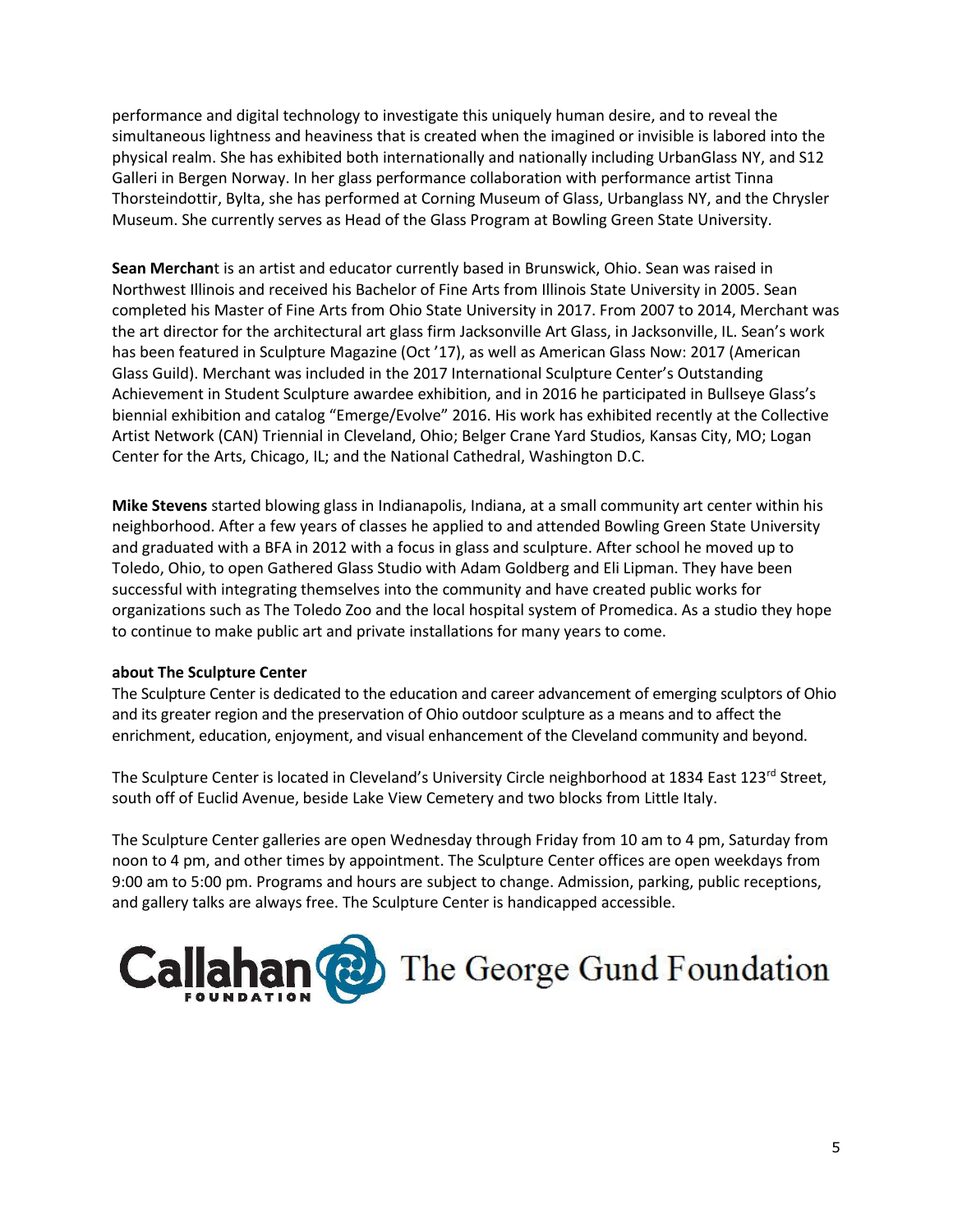performance and digital technology to investigate this uniquely human desire, and to reveal the simultaneous lightness and heaviness that is created when the imagined or invisible is labored into the physical realm. She has exhibited both internationally and nationally including UrbanGlass NY, and S12 Galleri in Bergen Norway. In her glass performance collaboration with performance artist Tinna Thorsteindottir, Bylta, she has performed at Corning Museum of Glass, Urbanglass NY, and the Chrysler Museum. She currently serves as Head of the Glass Program at Bowling Green State University.

**Sean Merchan**t is an artist and educator currently based in Brunswick, Ohio. Sean was raised in Northwest Illinois and received his Bachelor of Fine Arts from Illinois State University in 2005. Sean completed his Master of Fine Arts from Ohio State University in 2017. From 2007 to 2014, Merchant was the art director for the architectural art glass firm Jacksonville Art Glass, in Jacksonville, IL. Sean's work has been featured in Sculpture Magazine (Oct '17), as well as American Glass Now: 2017 (American Glass Guild). Merchant was included in the 2017 International Sculpture Center's Outstanding Achievement in Student Sculpture awardee exhibition, and in 2016 he participated in Bullseye Glass's biennial exhibition and catalog "Emerge/Evolve" 2016. His work has exhibited recently at the Collective Artist Network (CAN) Triennial in Cleveland, Ohio; Belger Crane Yard Studios, Kansas City, MO; Logan Center for the Arts, Chicago, IL; and the National Cathedral, Washington D.C.

**Mike Stevens** started blowing glass in Indianapolis, Indiana, at a small community art center within his neighborhood. After a few years of classes he applied to and attended Bowling Green State University and graduated with a BFA in 2012 with a focus in glass and sculpture. After school he moved up to Toledo, Ohio, to open Gathered Glass Studio with Adam Goldberg and Eli Lipman. They have been successful with integrating themselves into the community and have created public works for organizations such as The Toledo Zoo and the local hospital system of Promedica. As a studio they hope to continue to make public art and private installations for many years to come.

**about The Sculpture Center**

The Sculpture Center is dedicated to the education and career advancement of emerging sculptors of Ohio and its greater region and the preservation of Ohio outdoor sculpture as a means and to affect the enrichment, education, enjoyment, and visual enhancement of the Cleveland community and beyond.

The Sculpture Center is located in Cleveland's University Circle neighborhood at 1834 East 123rd Street, south off of Euclid Avenue, beside Lake View Cemetery and two blocks from Little Italy.

The Sculpture Center galleries are open Wednesday through Friday from 10 am to 4 pm, Saturday from noon to 4 pm, and other times by appointment. The Sculpture Center offices are open weekdays from 9:00 am to 5:00 pm. Programs and hours are subject to change. Admission, parking, public receptions, and gallery talks are always free. The Sculpture Center is handicapped accessible.

Callahan FOUNDATION

The George Gund Foundation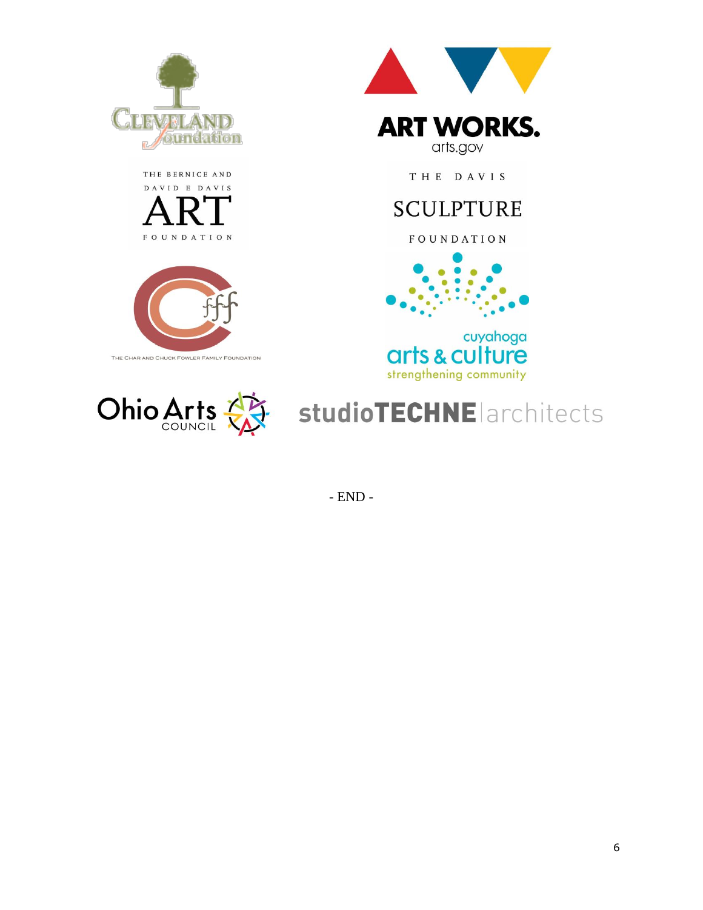CLEVELAND Foundation

ART WORKS.
arts.gov

THE BERNICE AND DAVID E DAVIS ART FOUNDATION

THE DAVIS SCULPTURE FOUNDATION

THE CHAR AND CHUCK FOWLER FAMILY FOUNDATION

cuyahoga arts & culture
strengthening community

Ohio Arts COUNCIL

studioTECHNE|architects

- END -